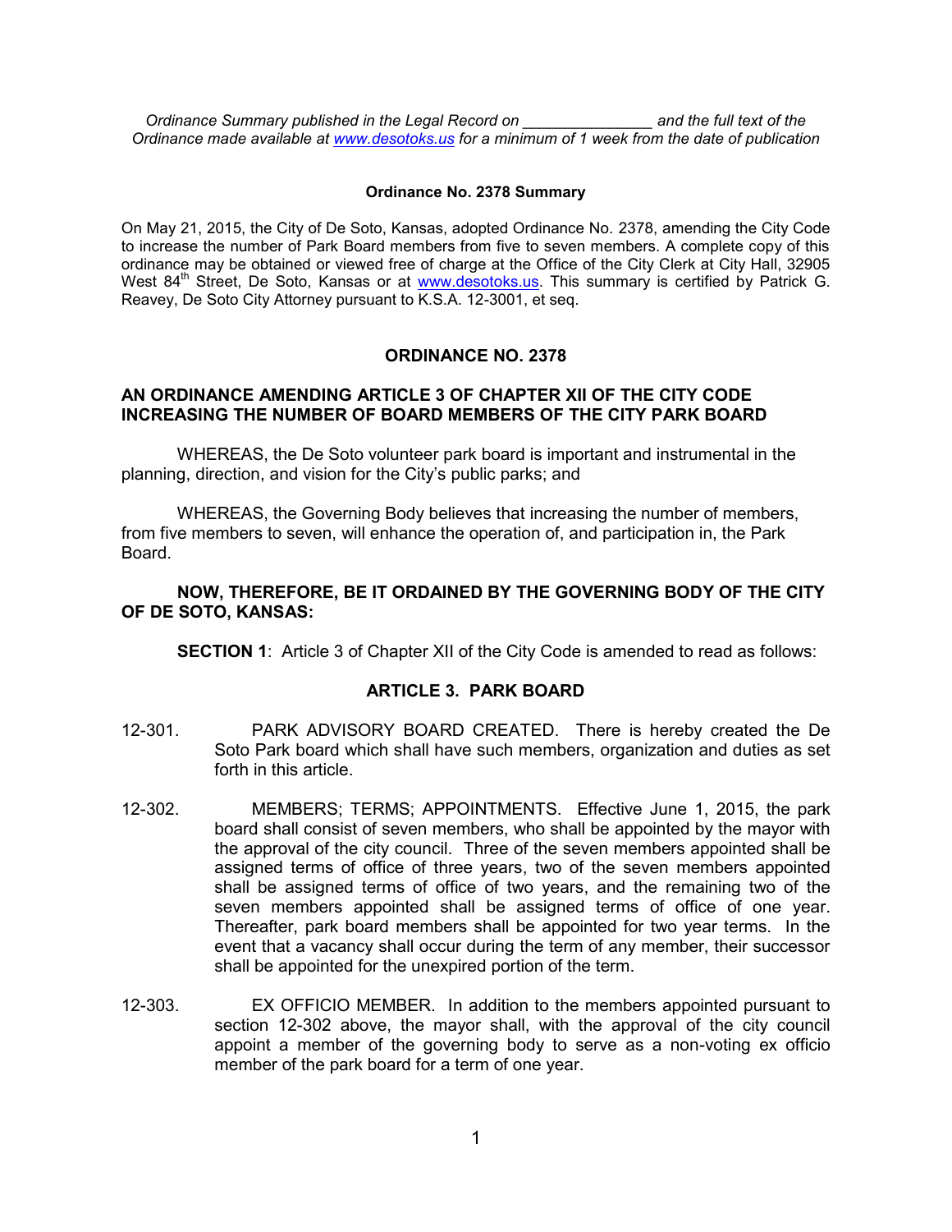*Ordinance Summary published in the Legal Record on _______________ and the full text of the Ordinance made available at www.desotoks.us for a minimum of 1 week from the date of publication*

**Ordinance No. 2378 Summary**

On May 21, 2015, the City of De Soto, Kansas, adopted Ordinance No. 2378, amending the City Code to increase the number of Park Board members from five to seven members. A complete copy of this ordinance may be obtained or viewed free of charge at the Office of the City Clerk at City Hall, 32905 West 84th Street, De Soto, Kansas or at www.desotoks.us. This summary is certified by Patrick G. Reavey, De Soto City Attorney pursuant to K.S.A. 12-3001, et seq.

## ORDINANCE NO. 2378

**AN ORDINANCE AMENDING ARTICLE 3 OF CHAPTER XII OF THE CITY CODE INCREASING THE NUMBER OF BOARD MEMBERS OF THE CITY PARK BOARD**

WHEREAS, the De Soto volunteer park board is important and instrumental in the planning, direction, and vision for the City's public parks; and

WHEREAS, the Governing Body believes that increasing the number of members, from five members to seven, will enhance the operation of, and participation in, the Park Board.

**NOW, THEREFORE, BE IT ORDAINED BY THE GOVERNING BODY OF THE CITY OF DE SOTO, KANSAS:**

**SECTION 1**: Article 3 of Chapter XII of the City Code is amended to read as follows:

### ARTICLE 3. PARK BOARD

12-301. PARK ADVISORY BOARD CREATED. There is hereby created the De Soto Park board which shall have such members, organization and duties as set forth in this article.

12-302. MEMBERS; TERMS; APPOINTMENTS. Effective June 1, 2015, the park board shall consist of seven members, who shall be appointed by the mayor with the approval of the city council. Three of the seven members appointed shall be assigned terms of office of three years, two of the seven members appointed shall be assigned terms of office of two years, and the remaining two of the seven members appointed shall be assigned terms of office of one year. Thereafter, park board members shall be appointed for two year terms. In the event that a vacancy shall occur during the term of any member, their successor shall be appointed for the unexpired portion of the term.

12-303. EX OFFICIO MEMBER. In addition to the members appointed pursuant to section 12-302 above, the mayor shall, with the approval of the city council appoint a member of the governing body to serve as a non-voting ex officio member of the park board for a term of one year.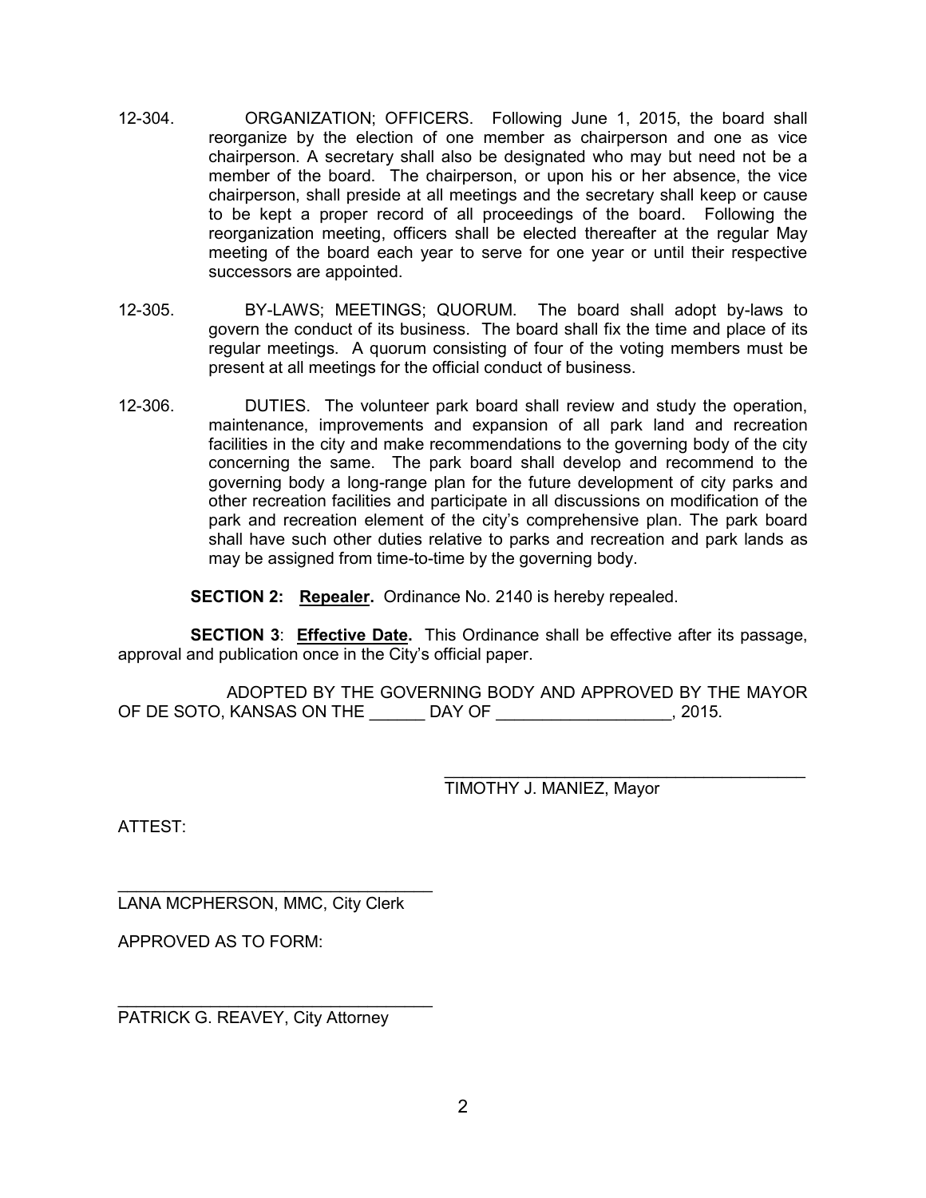12-304. ORGANIZATION; OFFICERS. Following June 1, 2015, the board shall reorganize by the election of one member as chairperson and one as vice chairperson. A secretary shall also be designated who may but need not be a member of the board. The chairperson, or upon his or her absence, the vice chairperson, shall preside at all meetings and the secretary shall keep or cause to be kept a proper record of all proceedings of the board. Following the reorganization meeting, officers shall be elected thereafter at the regular May meeting of the board each year to serve for one year or until their respective successors are appointed.

12-305. BY-LAWS; MEETINGS; QUORUM. The board shall adopt by-laws to govern the conduct of its business. The board shall fix the time and place of its regular meetings. A quorum consisting of four of the voting members must be present at all meetings for the official conduct of business.

12-306. DUTIES. The volunteer park board shall review and study the operation, maintenance, improvements and expansion of all park land and recreation facilities in the city and make recommendations to the governing body of the city concerning the same. The park board shall develop and recommend to the governing body a long-range plan for the future development of city parks and other recreation facilities and participate in all discussions on modification of the park and recreation element of the city's comprehensive plan. The park board shall have such other duties relative to parks and recreation and park lands as may be assigned from time-to-time by the governing body.

**SECTION 2: Repealer.** Ordinance No. 2140 is hereby repealed.

**SECTION 3**: **Effective Date.** This Ordinance shall be effective after its passage, approval and publication once in the City's official paper.

ADOPTED BY THE GOVERNING BODY AND APPROVED BY THE MAYOR OF DE SOTO, KANSAS ON THE ______ DAY OF ___________________, 2015.

________________________________________
TIMOTHY J. MANIEZ, Mayor

ATTEST:

___________________________________
LANA MCPHERSON, MMC, City Clerk

APPROVED AS TO FORM:

___________________________________
PATRICK G. REAVEY, City Attorney